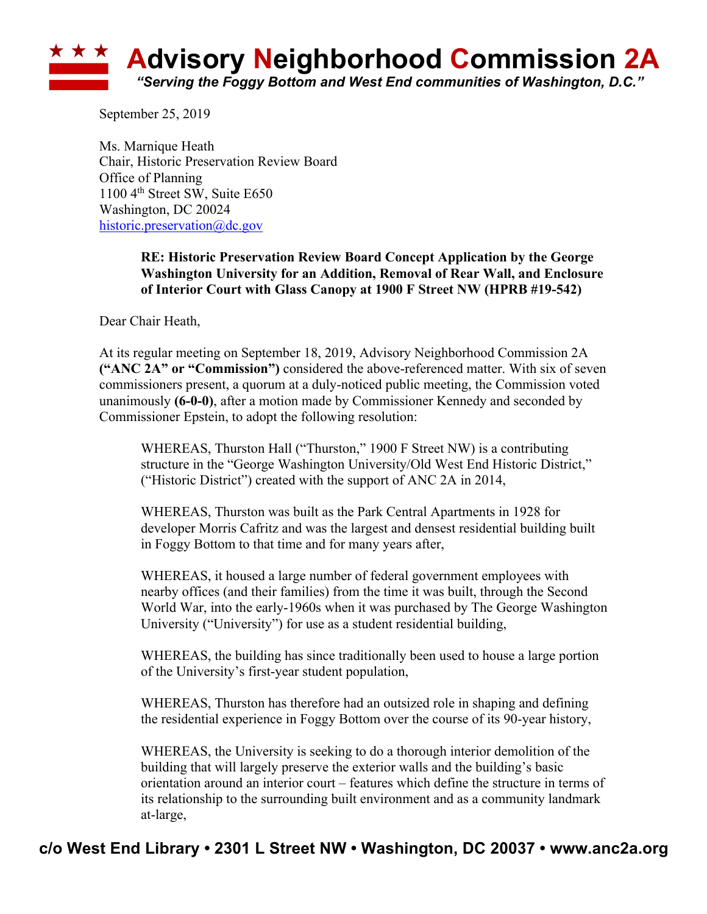# Advisory Neighborhood Commission 2A

*"Serving the Foggy Bottom and West End communities of Washington, D.C."*

September 25, 2019

Ms. Marnique Heath
Chair, Historic Preservation Review Board
Office of Planning
1100 4th Street SW, Suite E650
Washington, DC 20024
historic.preservation@dc.gov

**RE: Historic Preservation Review Board Concept Application by the George Washington University for an Addition, Removal of Rear Wall, and Enclosure of Interior Court with Glass Canopy at 1900 F Street NW (HPRB #19-542)**

Dear Chair Heath,

At its regular meeting on September 18, 2019, Advisory Neighborhood Commission 2A **("ANC 2A" or "Commission")** considered the above-referenced matter. With six of seven commissioners present, a quorum at a duly-noticed public meeting, the Commission voted unanimously **(6-0-0)**, after a motion made by Commissioner Kennedy and seconded by Commissioner Epstein, to adopt the following resolution:

> WHEREAS, Thurston Hall ("Thurston," 1900 F Street NW) is a contributing structure in the "George Washington University/Old West End Historic District," ("Historic District") created with the support of ANC 2A in 2014,
>
> WHEREAS, Thurston was built as the Park Central Apartments in 1928 for developer Morris Cafritz and was the largest and densest residential building built in Foggy Bottom to that time and for many years after,
>
> WHEREAS, it housed a large number of federal government employees with nearby offices (and their families) from the time it was built, through the Second World War, into the early-1960s when it was purchased by The George Washington University ("University") for use as a student residential building,
>
> WHEREAS, the building has since traditionally been used to house a large portion of the University's first-year student population,
>
> WHEREAS, Thurston has therefore had an outsized role in shaping and defining the residential experience in Foggy Bottom over the course of its 90-year history,
>
> WHEREAS, the University is seeking to do a thorough interior demolition of the building that will largely preserve the exterior walls and the building's basic orientation around an interior court – features which define the structure in terms of its relationship to the surrounding built environment and as a community landmark at-large,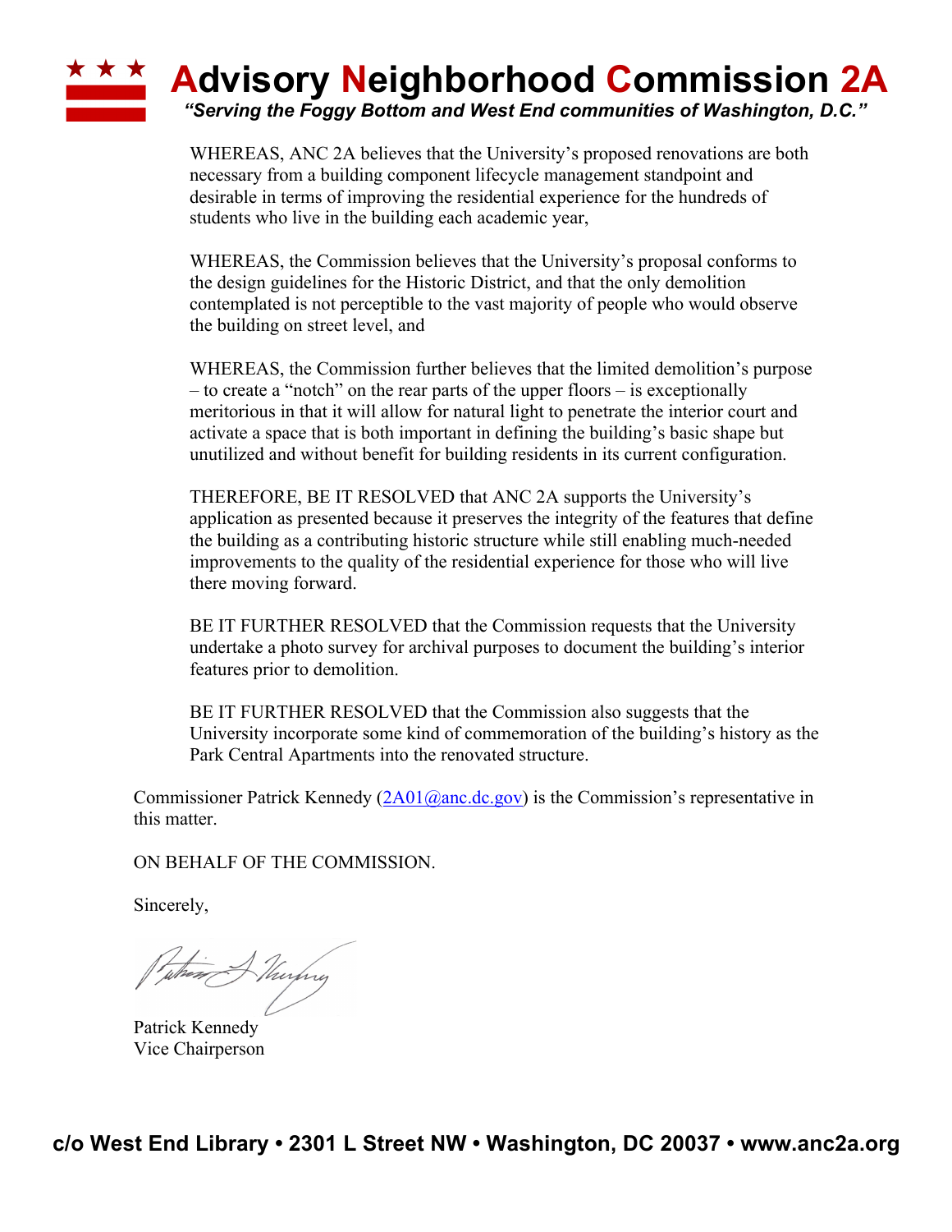WHEREAS, ANC 2A believes that the University's proposed renovations are both necessary from a building component lifecycle management standpoint and desirable in terms of improving the residential experience for the hundreds of students who live in the building each academic year,

WHEREAS, the Commission believes that the University's proposal conforms to the design guidelines for the Historic District, and that the only demolition contemplated is not perceptible to the vast majority of people who would observe the building on street level, and

WHEREAS, the Commission further believes that the limited demolition's purpose – to create a "notch" on the rear parts of the upper floors – is exceptionally meritorious in that it will allow for natural light to penetrate the interior court and activate a space that is both important in defining the building's basic shape but unutilized and without benefit for building residents in its current configuration.

THEREFORE, BE IT RESOLVED that ANC 2A supports the University's application as presented because it preserves the integrity of the features that define the building as a contributing historic structure while still enabling much-needed improvements to the quality of the residential experience for those who will live there moving forward.

BE IT FURTHER RESOLVED that the Commission requests that the University undertake a photo survey for archival purposes to document the building's interior features prior to demolition.

BE IT FURTHER RESOLVED that the Commission also suggests that the University incorporate some kind of commemoration of the building's history as the Park Central Apartments into the renovated structure.

Commissioner Patrick Kennedy (2A01@anc.dc.gov) is the Commission's representative in this matter.

ON BEHALF OF THE COMMISSION.

Sincerely,

Patrick Kennedy
Vice Chairperson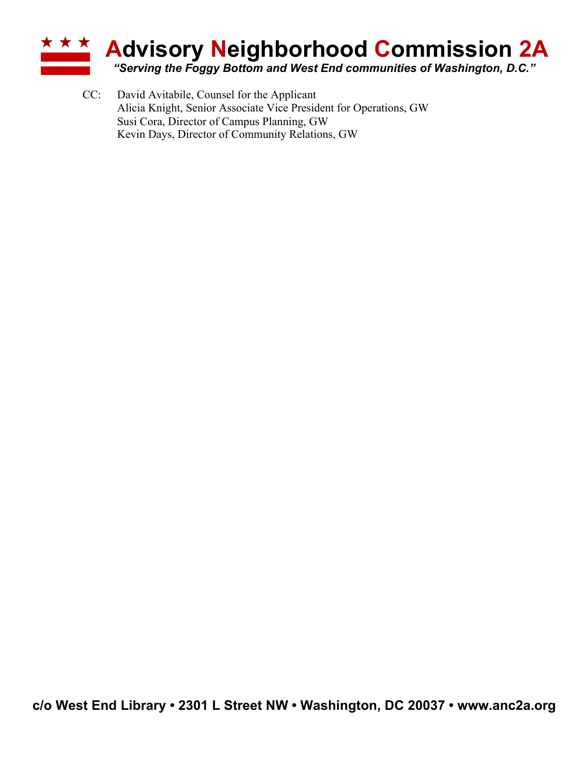CC: David Avitabile, Counsel for the Applicant
Alicia Knight, Senior Associate Vice President for Operations, GW
Susi Cora, Director of Campus Planning, GW
Kevin Days, Director of Community Relations, GW